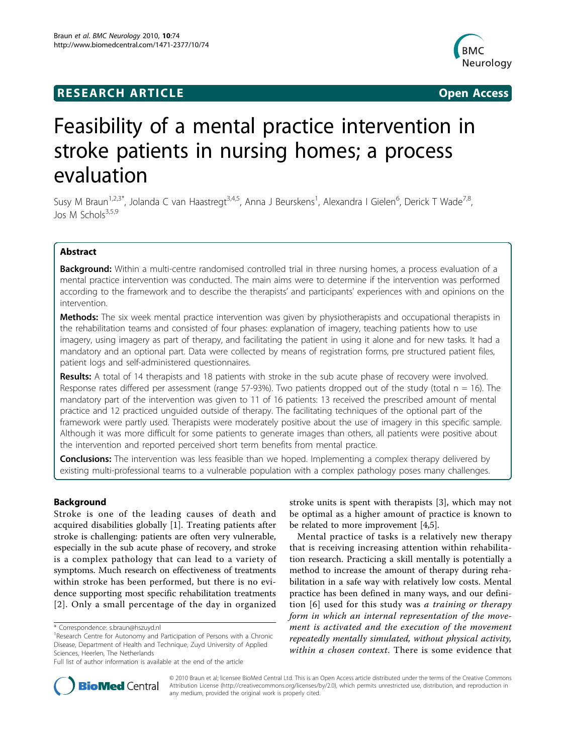**RESEARCH ARTICLE** **Open Access**

# Feasibility of a mental practice intervention in stroke patients in nursing homes; a process evaluation

Susy M Braun[1,2,3*], Jolanda C van Haastregt[3,4,5], Anna J Beurskens[1], Alexandra I Gielen[6], Derick T Wade[7,8], Jos M Schols[3,5,9]

## Abstract

**Background:** Within a multi-centre randomised controlled trial in three nursing homes, a process evaluation of a mental practice intervention was conducted. The main aims were to determine if the intervention was performed according to the framework and to describe the therapists' and participants' experiences with and opinions on the intervention.

**Methods:** The six week mental practice intervention was given by physiotherapists and occupational therapists in the rehabilitation teams and consisted of four phases: explanation of imagery, teaching patients how to use imagery, using imagery as part of therapy, and facilitating the patient in using it alone and for new tasks. It had a mandatory and an optional part. Data were collected by means of registration forms, pre structured patient files, patient logs and self-administered questionnaires.

**Results:** A total of 14 therapists and 18 patients with stroke in the sub acute phase of recovery were involved. Response rates differed per assessment (range 57-93%). Two patients dropped out of the study (total n = 16). The mandatory part of the intervention was given to 11 of 16 patients: 13 received the prescribed amount of mental practice and 12 practiced unguided outside of therapy. The facilitating techniques of the optional part of the framework were partly used. Therapists were moderately positive about the use of imagery in this specific sample. Although it was more difficult for some patients to generate images than others, all patients were positive about the intervention and reported perceived short term benefits from mental practice.

**Conclusions:** The intervention was less feasible than we hoped. Implementing a complex therapy delivered by existing multi-professional teams to a vulnerable population with a complex pathology poses many challenges.

## Background

Stroke is one of the leading causes of death and acquired disabilities globally [1]. Treating patients after stroke is challenging: patients are often very vulnerable, especially in the sub acute phase of recovery, and stroke is a complex pathology that can lead to a variety of symptoms. Much research on effectiveness of treatments within stroke has been performed, but there is no evidence supporting most specific rehabilitation treatments [2]. Only a small percentage of the day in organized stroke units is spent with therapists [3], which may not be optimal as a higher amount of practice is known to be related to more improvement [4,5].

Mental practice of tasks is a relatively new therapy that is receiving increasing attention within rehabilitation research. Practicing a skill mentally is potentially a method to increase the amount of therapy during rehabilitation in a safe way with relatively low costs. Mental practice has been defined in many ways, and our definition [6] used for this study was *a training or therapy form in which an internal representation of the movement is activated and the execution of the movement repeatedly mentally simulated, without physical activity, within a chosen context*. There is some evidence that

\* Correspondence: s.braun@hszuyd.nl
[1]Research Centre for Autonomy and Participation of Persons with a Chronic Disease, Department of Health and Technique, Zuyd University of Applied Sciences, Heerlen, The Netherlands
Full list of author information is available at the end of the article

© 2010 Braun et al; licensee BioMed Central Ltd. This is an Open Access article distributed under the terms of the Creative Commons Attribution License (http://creativecommons.org/licenses/by/2.0), which permits unrestricted use, distribution, and reproduction in any medium, provided the original work is properly cited.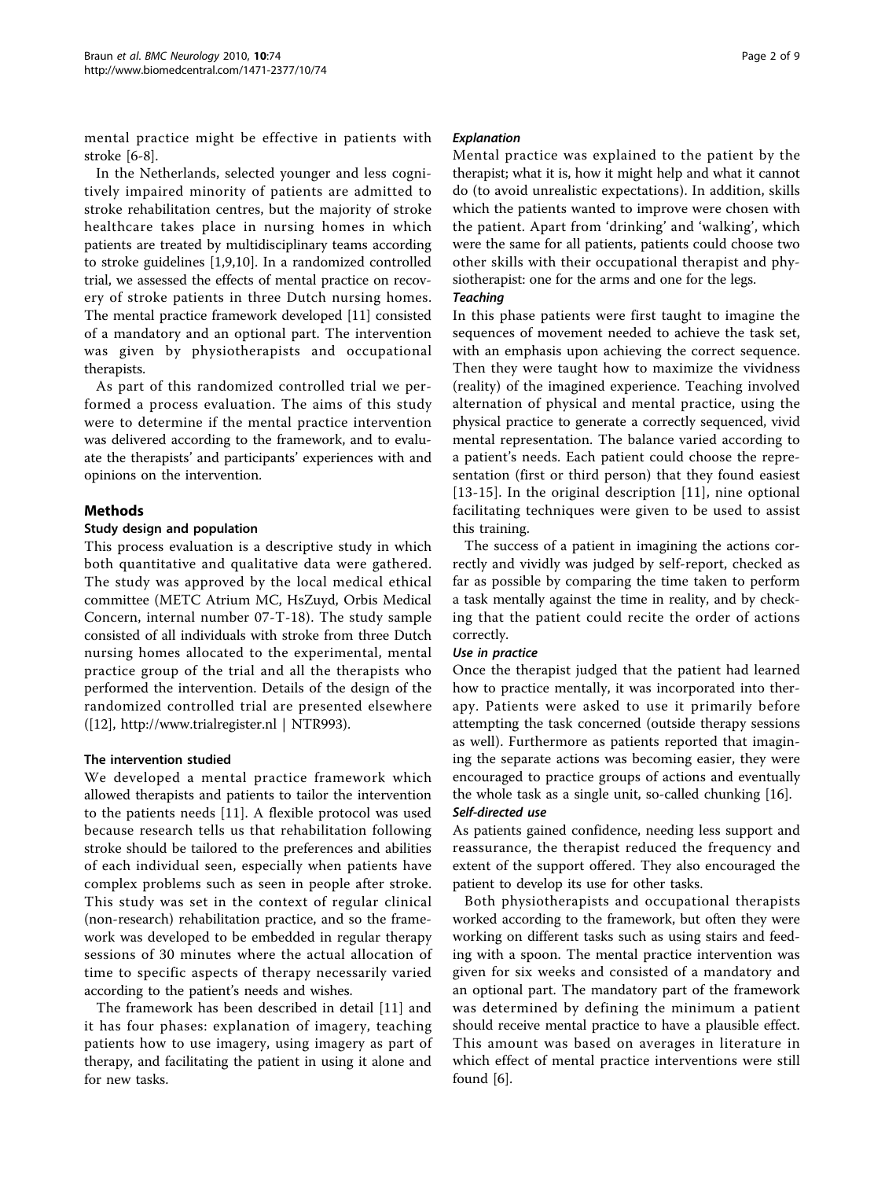mental practice might be effective in patients with stroke [6-8].

In the Netherlands, selected younger and less cognitively impaired minority of patients are admitted to stroke rehabilitation centres, but the majority of stroke healthcare takes place in nursing homes in which patients are treated by multidisciplinary teams according to stroke guidelines [1,9,10]. In a randomized controlled trial, we assessed the effects of mental practice on recovery of stroke patients in three Dutch nursing homes. The mental practice framework developed [11] consisted of a mandatory and an optional part. The intervention was given by physiotherapists and occupational therapists.

As part of this randomized controlled trial we performed a process evaluation. The aims of this study were to determine if the mental practice intervention was delivered according to the framework, and to evaluate the therapists' and participants' experiences with and opinions on the intervention.

## Methods

### Study design and population

This process evaluation is a descriptive study in which both quantitative and qualitative data were gathered. The study was approved by the local medical ethical committee (METC Atrium MC, HsZuyd, Orbis Medical Concern, internal number 07-T-18). The study sample consisted of all individuals with stroke from three Dutch nursing homes allocated to the experimental, mental practice group of the trial and all the therapists who performed the intervention. Details of the design of the randomized controlled trial are presented elsewhere ([12], http://www.trialregister.nl | NTR993).

### The intervention studied

We developed a mental practice framework which allowed therapists and patients to tailor the intervention to the patients needs [11]. A flexible protocol was used because research tells us that rehabilitation following stroke should be tailored to the preferences and abilities of each individual seen, especially when patients have complex problems such as seen in people after stroke. This study was set in the context of regular clinical (non-research) rehabilitation practice, and so the framework was developed to be embedded in regular therapy sessions of 30 minutes where the actual allocation of time to specific aspects of therapy necessarily varied according to the patient's needs and wishes.

The framework has been described in detail [11] and it has four phases: explanation of imagery, teaching patients how to use imagery, using imagery as part of therapy, and facilitating the patient in using it alone and for new tasks.

#### *Explanation*

Mental practice was explained to the patient by the therapist; what it is, how it might help and what it cannot do (to avoid unrealistic expectations). In addition, skills which the patients wanted to improve were chosen with the patient. Apart from 'drinking' and 'walking', which were the same for all patients, patients could choose two other skills with their occupational therapist and physiotherapist: one for the arms and one for the legs.

#### *Teaching*

In this phase patients were first taught to imagine the sequences of movement needed to achieve the task set, with an emphasis upon achieving the correct sequence. Then they were taught how to maximize the vividness (reality) of the imagined experience. Teaching involved alternation of physical and mental practice, using the physical practice to generate a correctly sequenced, vivid mental representation. The balance varied according to a patient's needs. Each patient could choose the representation (first or third person) that they found easiest [13-15]. In the original description [11], nine optional facilitating techniques were given to be used to assist this training.

The success of a patient in imagining the actions correctly and vividly was judged by self-report, checked as far as possible by comparing the time taken to perform a task mentally against the time in reality, and by checking that the patient could recite the order of actions correctly.

#### *Use in practice*

Once the therapist judged that the patient had learned how to practice mentally, it was incorporated into therapy. Patients were asked to use it primarily before attempting the task concerned (outside therapy sessions as well). Furthermore as patients reported that imagining the separate actions was becoming easier, they were encouraged to practice groups of actions and eventually the whole task as a single unit, so-called chunking [16].

#### *Self-directed use*

As patients gained confidence, needing less support and reassurance, the therapist reduced the frequency and extent of the support offered. They also encouraged the patient to develop its use for other tasks.

Both physiotherapists and occupational therapists worked according to the framework, but often they were working on different tasks such as using stairs and feeding with a spoon. The mental practice intervention was given for six weeks and consisted of a mandatory and an optional part. The mandatory part of the framework was determined by defining the minimum a patient should receive mental practice to have a plausible effect. This amount was based on averages in literature in which effect of mental practice interventions were still found [6].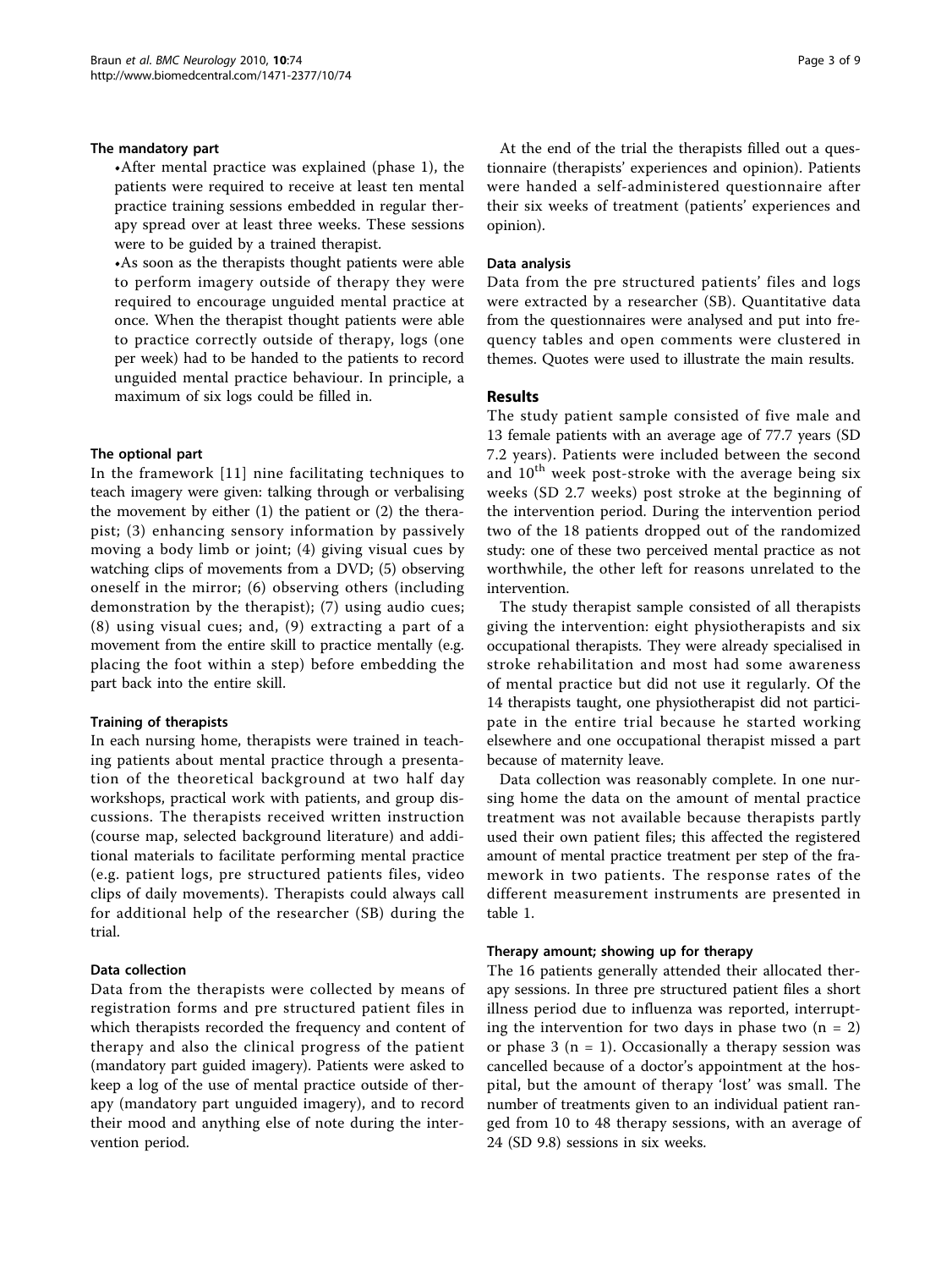#### The mandatory part

- After mental practice was explained (phase 1), the patients were required to receive at least ten mental practice training sessions embedded in regular therapy spread over at least three weeks. These sessions were to be guided by a trained therapist.
- As soon as the therapists thought patients were able to perform imagery outside of therapy they were required to encourage unguided mental practice at once. When the therapist thought patients were able to practice correctly outside of therapy, logs (one per week) had to be handed to the patients to record unguided mental practice behaviour. In principle, a maximum of six logs could be filled in.

#### The optional part

In the framework [11] nine facilitating techniques to teach imagery were given: talking through or verbalising the movement by either (1) the patient or (2) the therapist; (3) enhancing sensory information by passively moving a body limb or joint; (4) giving visual cues by watching clips of movements from a DVD; (5) observing oneself in the mirror; (6) observing others (including demonstration by the therapist); (7) using audio cues; (8) using visual cues; and, (9) extracting a part of a movement from the entire skill to practice mentally (e.g. placing the foot within a step) before embedding the part back into the entire skill.

#### Training of therapists

In each nursing home, therapists were trained in teaching patients about mental practice through a presentation of the theoretical background at two half day workshops, practical work with patients, and group discussions. The therapists received written instruction (course map, selected background literature) and additional materials to facilitate performing mental practice (e.g. patient logs, pre structured patients files, video clips of daily movements). Therapists could always call for additional help of the researcher (SB) during the trial.

#### Data collection

Data from the therapists were collected by means of registration forms and pre structured patient files in which therapists recorded the frequency and content of therapy and also the clinical progress of the patient (mandatory part guided imagery). Patients were asked to keep a log of the use of mental practice outside of therapy (mandatory part unguided imagery), and to record their mood and anything else of note during the intervention period.

At the end of the trial the therapists filled out a questionnaire (therapists' experiences and opinion). Patients were handed a self-administered questionnaire after their six weeks of treatment (patients' experiences and opinion).

#### Data analysis

Data from the pre structured patients' files and logs were extracted by a researcher (SB). Quantitative data from the questionnaires were analysed and put into frequency tables and open comments were clustered in themes. Quotes were used to illustrate the main results.

## Results

The study patient sample consisted of five male and 13 female patients with an average age of 77.7 years (SD 7.2 years). Patients were included between the second and 10th week post-stroke with the average being six weeks (SD 2.7 weeks) post stroke at the beginning of the intervention period. During the intervention period two of the 18 patients dropped out of the randomized study: one of these two perceived mental practice as not worthwhile, the other left for reasons unrelated to the intervention.

The study therapist sample consisted of all therapists giving the intervention: eight physiotherapists and six occupational therapists. They were already specialised in stroke rehabilitation and most had some awareness of mental practice but did not use it regularly. Of the 14 therapists taught, one physiotherapist did not participate in the entire trial because he started working elsewhere and one occupational therapist missed a part because of maternity leave.

Data collection was reasonably complete. In one nursing home the data on the amount of mental practice treatment was not available because therapists partly used their own patient files; this affected the registered amount of mental practice treatment per step of the framework in two patients. The response rates of the different measurement instruments are presented in table 1.

#### Therapy amount; showing up for therapy

The 16 patients generally attended their allocated therapy sessions. In three pre structured patient files a short illness period due to influenza was reported, interrupting the intervention for two days in phase two (n = 2) or phase 3 (n = 1). Occasionally a therapy session was cancelled because of a doctor's appointment at the hospital, but the amount of therapy 'lost' was small. The number of treatments given to an individual patient ranged from 10 to 48 therapy sessions, with an average of 24 (SD 9.8) sessions in six weeks.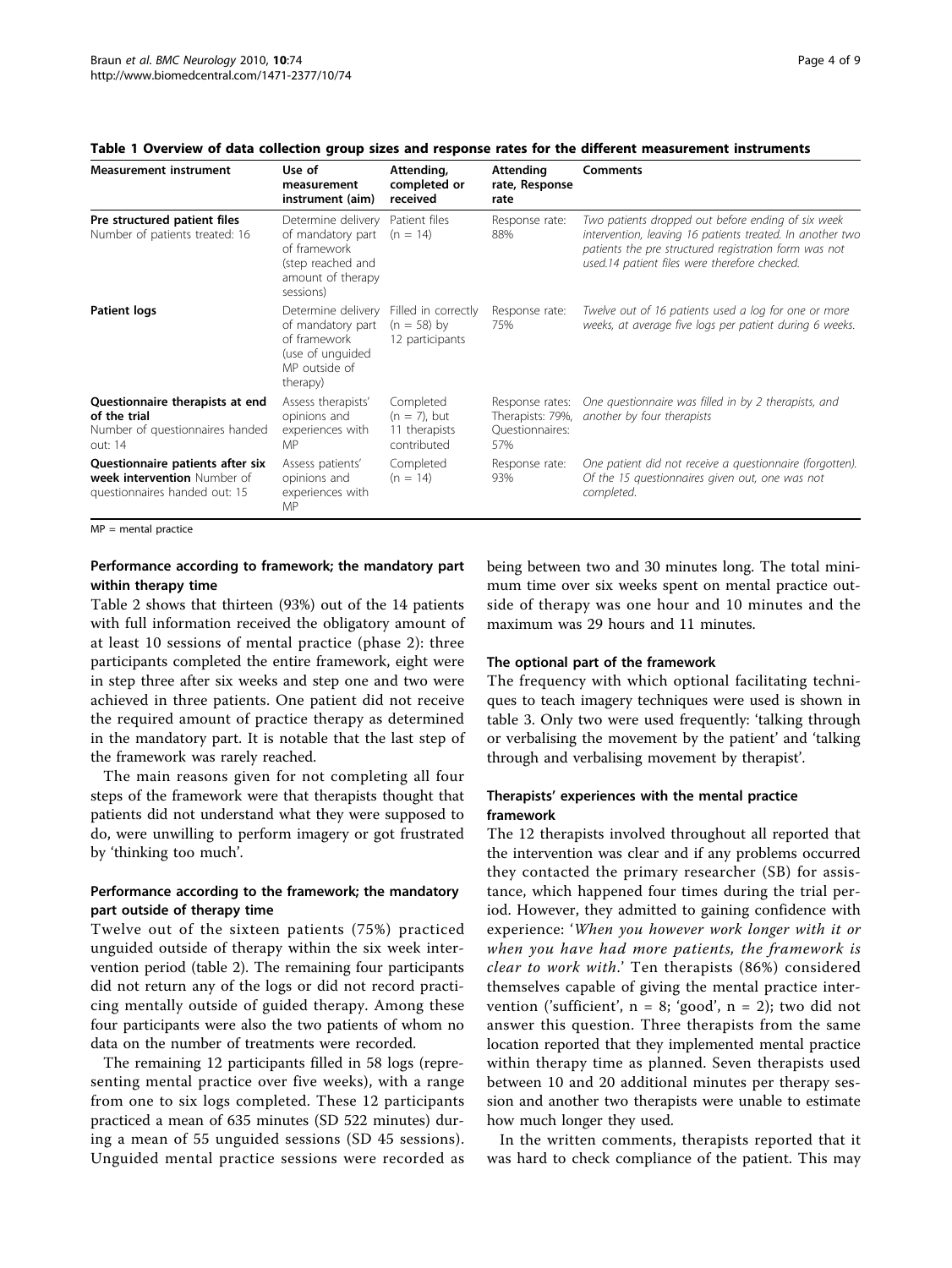**Table 1 Overview of data collection group sizes and response rates for the different measurement instruments**

| Measurement instrument | Use of measurement instrument (aim) | Attending, completed or received | Attending rate, Response rate | Comments |
|---|---|---|---|---|
| **Pre structured patient files** Number of patients treated: 16 | Determine delivery of mandatory part of framework (step reached and amount of therapy sessions) | Patient files (n = 14) | Response rate: 88% | *Two patients dropped out before ending of six week intervention, leaving 16 patients treated. In another two patients the pre structured registration form was not used.14 patient files were therefore checked.* |
| **Patient logs** | Determine delivery of mandatory part of framework (use of unguided MP outside of therapy) | Filled in correctly (n = 58) by 12 participants | Response rate: 75% | *Twelve out of 16 patients used a log for one or more weeks, at average five logs per patient during 6 weeks.* |
| **Questionnaire therapists at end of the trial** Number of questionnaires handed out: 14 | Assess therapists' opinions and experiences with MP | Completed (n = 7), but 11 therapists contributed | Response rates: Therapists: 79%, Questionnaires: 57% | *One questionnaire was filled in by 2 therapists, and another by four therapists* |
| **Questionnaire patients after six week intervention** Number of questionnaires handed out: 15 | Assess patients' opinions and experiences with MP | Completed (n = 14) | Response rate: 93% | *One patient did not receive a questionnaire (forgotten). Of the 15 questionnaires given out, one was not completed.* |

MP = mental practice

### Performance according to framework; the mandatory part within therapy time

Table 2 shows that thirteen (93%) out of the 14 patients with full information received the obligatory amount of at least 10 sessions of mental practice (phase 2): three participants completed the entire framework, eight were in step three after six weeks and step one and two were achieved in three patients. One patient did not receive the required amount of practice therapy as determined in the mandatory part. It is notable that the last step of the framework was rarely reached.

The main reasons given for not completing all four steps of the framework were that therapists thought that patients did not understand what they were supposed to do, were unwilling to perform imagery or got frustrated by 'thinking too much'.

### Performance according to the framework; the mandatory part outside of therapy time

Twelve out of the sixteen patients (75%) practiced unguided outside of therapy within the six week intervention period (table 2). The remaining four participants did not return any of the logs or did not record practicing mentally outside of guided therapy. Among these four participants were also the two patients of whom no data on the number of treatments were recorded.

The remaining 12 participants filled in 58 logs (representing mental practice over five weeks), with a range from one to six logs completed. These 12 participants practiced a mean of 635 minutes (SD 522 minutes) during a mean of 55 unguided sessions (SD 45 sessions). Unguided mental practice sessions were recorded as being between two and 30 minutes long. The total minimum time over six weeks spent on mental practice outside of therapy was one hour and 10 minutes and the maximum was 29 hours and 11 minutes.

### The optional part of the framework

The frequency with which optional facilitating techniques to teach imagery techniques were used is shown in table 3. Only two were used frequently: 'talking through or verbalising the movement by the patient' and 'talking through and verbalising movement by therapist'.

### Therapists' experiences with the mental practice framework

The 12 therapists involved throughout all reported that the intervention was clear and if any problems occurred they contacted the primary researcher (SB) for assistance, which happened four times during the trial period. However, they admitted to gaining confidence with experience: '*When you however work longer with it or when you have had more patients, the framework is clear to work with*.' Ten therapists (86%) considered themselves capable of giving the mental practice intervention ('sufficient', n = 8; 'good', n = 2); two did not answer this question. Three therapists from the same location reported that they implemented mental practice within therapy time as planned. Seven therapists used between 10 and 20 additional minutes per therapy session and another two therapists were unable to estimate how much longer they used.

In the written comments, therapists reported that it was hard to check compliance of the patient. This may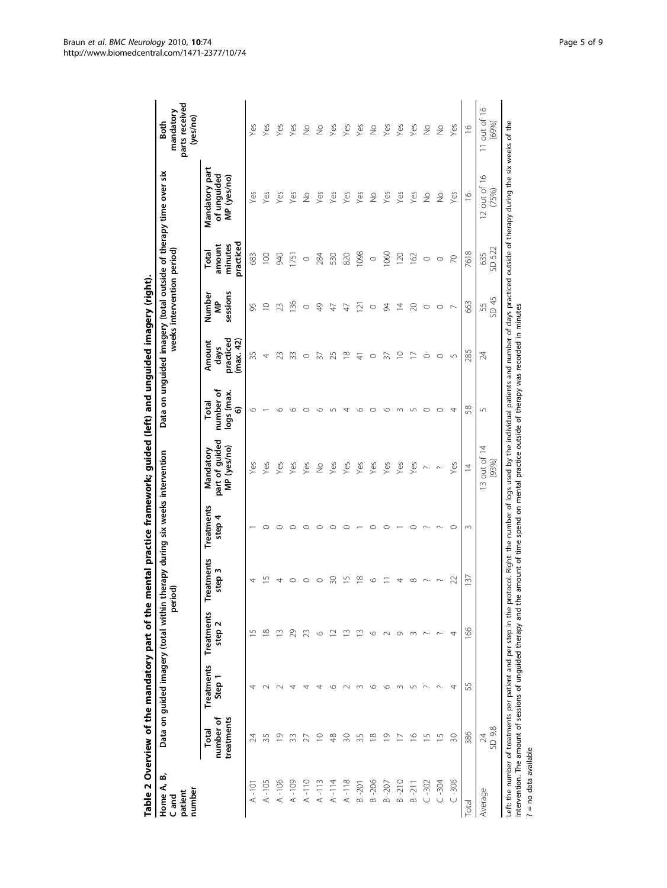**Table 2 Overview of the mandatory part of the mental practice framework; guided (left) and unguided imagery (right).**

| Home A, B, C and patient number | Data on guided imagery (total within therapy during six weeks intervention period) | | | | | | Data on unguided imagery (total outside of therapy time over six weeks intervention period) | | | | | Both mandatory parts received (yes/no) |
|---|---|---|---|---|---|---|---|---|---|---|---|---|
| | Total number of treatments | Treatments Step 1 | Treatments step 2 | Treatments step 3 | Treatments step 4 | Mandatory part of guided MP (yes/no) | Total number of logs (max. 6) | Amount days practiced (max. 42) | Number MP sessions | Total amount minutes practiced | Mandatory part of unguided MP (yes/no) | |
| A -101 | 24 | 4 | 15 | 4 | 1 | Yes | 6 | 35 | 95 | 683 | Yes | Yes |
| A -105 | 35 | 2 | 18 | 15 | 0 | Yes | 1 | 4 | 10 | 100 | Yes | Yes |
| A -106 | 19 | 2 | 13 | 4 | 0 | Yes | 6 | 23 | 23 | 940 | Yes | Yes |
| A -109 | 33 | 4 | 29 | 0 | 0 | Yes | 6 | 33 | 136 | 1751 | Yes | Yes |
| A -110 | 27 | 4 | 23 | 0 | 0 | Yes | 0 | 0 | 0 | 0 | No | No |
| A -113 | 10 | 4 | 6 | 0 | 0 | No | 6 | 37 | 49 | 284 | Yes | No |
| A -114 | 48 | 6 | 12 | 30 | 0 | Yes | 5 | 25 | 47 | 530 | Yes | Yes |
| A -118 | 30 | 2 | 13 | 15 | 0 | Yes | 4 | 18 | 47 | 820 | Yes | Yes |
| B -201 | 35 | 3 | 13 | 18 | 1 | Yes | 6 | 41 | 121 | 1098 | Yes | Yes |
| B -206 | 18 | 6 | 6 | 6 | 0 | Yes | 0 | 0 | 0 | 0 | No | No |
| B -207 | 19 | 6 | 2 | 11 | 0 | Yes | 6 | 37 | 94 | 1060 | Yes | Yes |
| B -210 | 17 | 3 | 9 | 4 | 1 | Yes | 3 | 10 | 14 | 120 | Yes | Yes |
| B -211 | 16 | 5 | 3 | 8 | 0 | Yes | 5 | 17 | 20 | 162 | Yes | Yes |
| C -302 | 15 | ? | ? | ? | ? | ? | 0 | 0 | 0 | 0 | No | No |
| C -304 | 15 | ? | ? | ? | ? | ? | 0 | 0 | 0 | 0 | No | No |
| C -306 | 30 | 4 | 4 | 22 | 0 | Yes | 4 | 5 | 7 | 70 | Yes | Yes |
| Total | 386 | 55 | 166 | 137 | 3 | 14 | 58 | 285 | 663 | 7618 | 16 | 16 |
| Average | 24 SD 9.8 | | | | | 13 out of 14 (93%) | 5 | 24 | 55 SD 45 | 635 SD 522 | 12 out of 16 (75%) | 11 out of 16 (69%) |

Left: the number of treatments per patient and per step in the protocol. Right: the number of logs used by the individual patients and number of days practiced outside of therapy during the six weeks of the intervention. The amount of sessions of unguided therapy and the amount of time spend on mental practice outside of therapy was recorded in minutes

? = no data available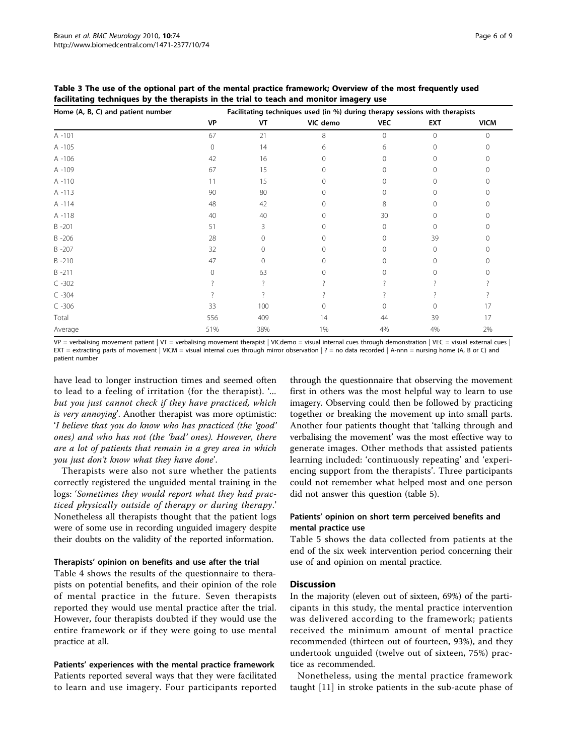**Table 3 The use of the optional part of the mental practice framework; Overview of the most frequently used facilitating techniques by the therapists in the trial to teach and monitor imagery use**

| Home (A, B, C) and patient number | Facilitating techniques used (in %) during therapy sessions with therapists | | | | | |
|---|---|---|---|---|---|---|
| | VP | VT | VIC demo | VEC | EXT | VICM |
| A -101 | 67 | 21 | 8 | 0 | 0 | 0 |
| A -105 | 0 | 14 | 6 | 6 | 0 | 0 |
| A -106 | 42 | 16 | 0 | 0 | 0 | 0 |
| A -109 | 67 | 15 | 0 | 0 | 0 | 0 |
| A -110 | 11 | 15 | 0 | 0 | 0 | 0 |
| A -113 | 90 | 80 | 0 | 0 | 0 | 0 |
| A -114 | 48 | 42 | 0 | 8 | 0 | 0 |
| A -118 | 40 | 40 | 0 | 30 | 0 | 0 |
| B -201 | 51 | 3 | 0 | 0 | 0 | 0 |
| B -206 | 28 | 0 | 0 | 0 | 39 | 0 |
| B -207 | 32 | 0 | 0 | 0 | 0 | 0 |
| B -210 | 47 | 0 | 0 | 0 | 0 | 0 |
| B -211 | 0 | 63 | 0 | 0 | 0 | 0 |
| C -302 | ? | ? | ? | ? | ? | ? |
| C -304 | ? | ? | ? | ? | ? | ? |
| C -306 | 33 | 100 | 0 | 0 | 0 | 17 |
| Total | 556 | 409 | 14 | 44 | 39 | 17 |
| Average | 51% | 38% | 1% | 4% | 4% | 2% |

VP = verbalising movement patient | VT = verbalising movement therapist | VICdemo = visual internal cues through demonstration | VEC = visual external cues | EXT = extracting parts of movement | VICM = visual internal cues through mirror observation | ? = no data recorded | A-nnn = nursing home (A, B or C) and patient number

have lead to longer instruction times and seemed often to lead to a feeling of irritation (for the therapist). '*... but you just cannot check if they have practiced, which is very annoying*'. Another therapist was more optimistic: '*I believe that you do know who has practiced (the 'good' ones) and who has not (the 'bad' ones). However, there are a lot of patients that remain in a grey area in which you just don't know what they have done*'.

Therapists were also not sure whether the patients correctly registered the unguided mental training in the logs: '*Sometimes they would report what they had practiced physically outside of therapy or during therapy*.' Nonetheless all therapists thought that the patient logs were of some use in recording unguided imagery despite their doubts on the validity of the reported information.

#### Therapists' opinion on benefits and use after the trial

Table 4 shows the results of the questionnaire to therapists on potential benefits, and their opinion of the role of mental practice in the future. Seven therapists reported they would use mental practice after the trial. However, four therapists doubted if they would use the entire framework or if they were going to use mental practice at all.

#### Patients' experiences with the mental practice framework

Patients reported several ways that they were facilitated to learn and use imagery. Four participants reported through the questionnaire that observing the movement first in others was the most helpful way to learn to use imagery. Observing could then be followed by practicing together or breaking the movement up into small parts. Another four patients thought that 'talking through and verbalising the movement' was the most effective way to generate images. Other methods that assisted patients learning included: 'continuously repeating' and 'experiencing support from the therapists'. Three participants could not remember what helped most and one person did not answer this question (table 5).

#### Patients' opinion on short term perceived benefits and mental practice use

Table 5 shows the data collected from patients at the end of the six week intervention period concerning their use of and opinion on mental practice.

## Discussion

In the majority (eleven out of sixteen, 69%) of the participants in this study, the mental practice intervention was delivered according to the framework; patients received the minimum amount of mental practice recommended (thirteen out of fourteen, 93%), and they undertook unguided (twelve out of sixteen, 75%) practice as recommended.

Nonetheless, using the mental practice framework taught [11] in stroke patients in the sub-acute phase of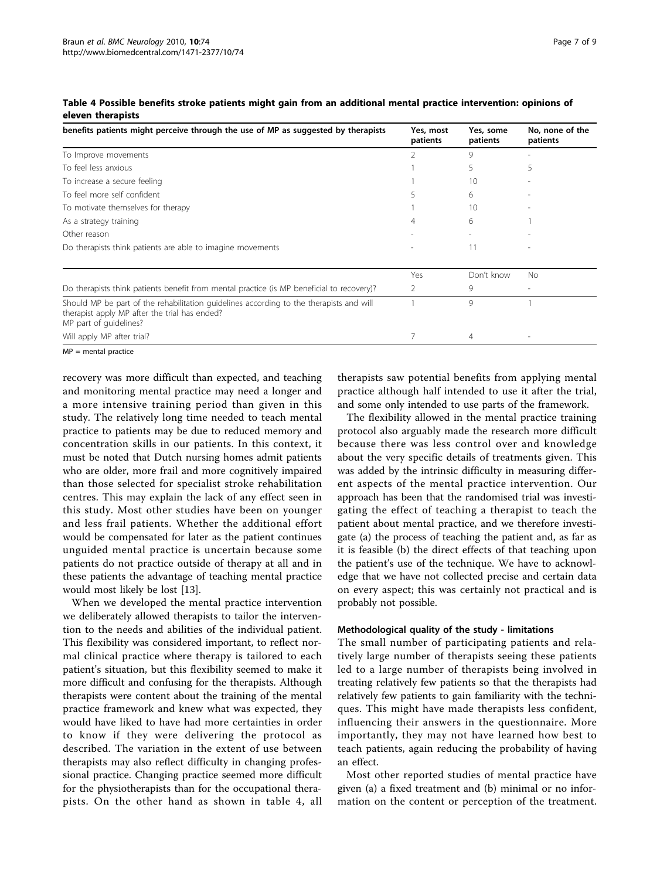**Table 4 Possible benefits stroke patients might gain from an additional mental practice intervention: opinions of eleven therapists**

| benefits patients might perceive through the use of MP as suggested by therapists | Yes, most patients | Yes, some patients | No, none of the patients |
|---|---|---|---|
| To Improve movements | 2 | 9 | - |
| To feel less anxious | 1 | 5 | 5 |
| To increase a secure feeling | 1 | 10 | - |
| To feel more self confident | 5 | 6 | - |
| To motivate themselves for therapy | 1 | 10 | - |
| As a strategy training | 4 | 6 | 1 |
| Other reason | - | - | - |
| Do therapists think patients are able to imagine movements | - | 11 | - |
| | Yes | Don't know | No |
| Do therapists think patients benefit from mental practice (is MP beneficial to recovery)? | 2 | 9 | - |
| Should MP be part of the rehabilitation guidelines according to the therapists and will therapist apply MP after the trial has ended? MP part of guidelines? | 1 | 9 | 1 |
| Will apply MP after trial? | 7 | 4 | - |

MP = mental practice

recovery was more difficult than expected, and teaching and monitoring mental practice may need a longer and a more intensive training period than given in this study. The relatively long time needed to teach mental practice to patients may be due to reduced memory and concentration skills in our patients. In this context, it must be noted that Dutch nursing homes admit patients who are older, more frail and more cognitively impaired than those selected for specialist stroke rehabilitation centres. This may explain the lack of any effect seen in this study. Most other studies have been on younger and less frail patients. Whether the additional effort would be compensated for later as the patient continues unguided mental practice is uncertain because some patients do not practice outside of therapy at all and in these patients the advantage of teaching mental practice would most likely be lost [13].

When we developed the mental practice intervention we deliberately allowed therapists to tailor the intervention to the needs and abilities of the individual patient. This flexibility was considered important, to reflect normal clinical practice where therapy is tailored to each patient's situation, but this flexibility seemed to make it more difficult and confusing for the therapists. Although therapists were content about the training of the mental practice framework and knew what was expected, they would have liked to have had more certainties in order to know if they were delivering the protocol as described. The variation in the extent of use between therapists may also reflect difficulty in changing professional practice. Changing practice seemed more difficult for the physiotherapists than for the occupational therapists. On the other hand as shown in table 4, all therapists saw potential benefits from applying mental practice although half intended to use it after the trial, and some only intended to use parts of the framework.

The flexibility allowed in the mental practice training protocol also arguably made the research more difficult because there was less control over and knowledge about the very specific details of treatments given. This was added by the intrinsic difficulty in measuring different aspects of the mental practice intervention. Our approach has been that the randomised trial was investigating the effect of teaching a therapist to teach the patient about mental practice, and we therefore investigate (a) the process of teaching the patient and, as far as it is feasible (b) the direct effects of that teaching upon the patient's use of the technique. We have to acknowledge that we have not collected precise and certain data on every aspect; this was certainly not practical and is probably not possible.

#### Methodological quality of the study - limitations

The small number of participating patients and relatively large number of therapists seeing these patients led to a large number of therapists being involved in treating relatively few patients so that the therapists had relatively few patients to gain familiarity with the techniques. This might have made therapists less confident, influencing their answers in the questionnaire. More importantly, they may not have learned how best to teach patients, again reducing the probability of having an effect.

Most other reported studies of mental practice have given (a) a fixed treatment and (b) minimal or no information on the content or perception of the treatment.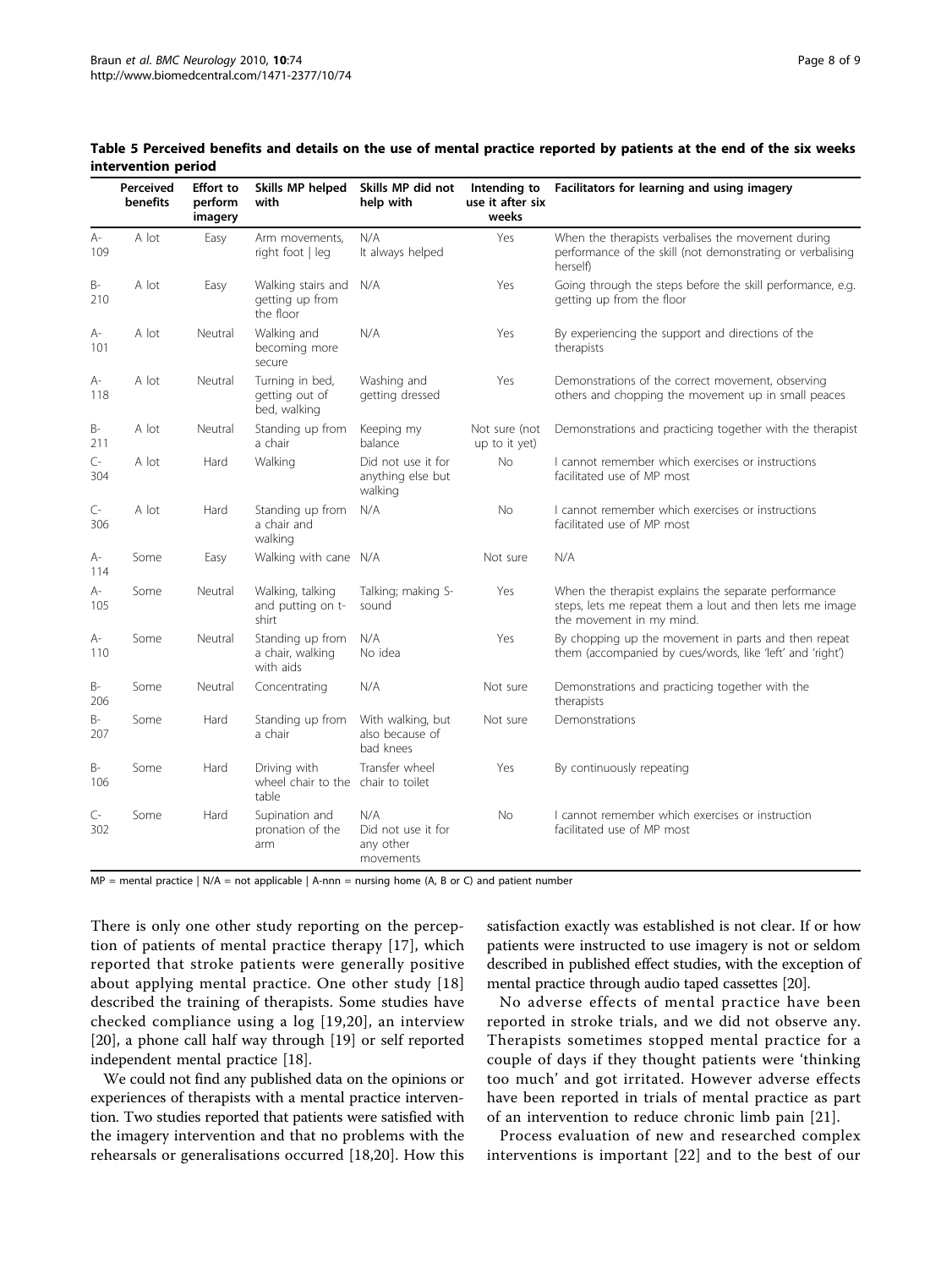**Table 5 Perceived benefits and details on the use of mental practice reported by patients at the end of the six weeks intervention period**

| | Perceived benefits | Effort to perform imagery | Skills MP helped with | Skills MP did not help with | Intending to use it after six weeks | Facilitators for learning and using imagery |
|---|---|---|---|---|---|---|
| A-109 | A lot | Easy | Arm movements, right foot \| leg | N/A It always helped | Yes | When the therapists verbalises the movement during performance of the skill (not demonstrating or verbalising herself) |
| B-210 | A lot | Easy | Walking stairs and getting up from the floor | N/A | Yes | Going through the steps before the skill performance, e.g. getting up from the floor |
| A-101 | A lot | Neutral | Walking and becoming more secure | N/A | Yes | By experiencing the support and directions of the therapists |
| A-118 | A lot | Neutral | Turning in bed, getting out of bed, walking | Washing and getting dressed | Yes | Demonstrations of the correct movement, observing others and chopping the movement up in small peaces |
| B-211 | A lot | Neutral | Standing up from a chair | Keeping my balance | Not sure (not up to it yet) | Demonstrations and practicing together with the therapist |
| C-304 | A lot | Hard | Walking | Did not use it for anything else but walking | No | I cannot remember which exercises or instructions facilitated use of MP most |
| C-306 | A lot | Hard | Standing up from a chair and walking | N/A | No | I cannot remember which exercises or instructions facilitated use of MP most |
| A-114 | Some | Easy | Walking with cane | N/A | Not sure | N/A |
| A-105 | Some | Neutral | Walking, talking and putting on t-shirt | Talking; making S-sound | Yes | When the therapist explains the separate performance steps, lets me repeat them a loud and then lets me image the movement in my mind. |
| A-110 | Some | Neutral | Standing up from a chair, walking with aids | N/A No idea | Yes | By chopping up the movement in parts and then repeat them (accompanied by cues/words, like 'left' and 'right') |
| B-206 | Some | Neutral | Concentrating | N/A | Not sure | Demonstrations and practicing together with the therapists |
| B-207 | Some | Hard | Standing up from a chair | With walking, but also because of bad knees | Not sure | Demonstrations |
| B-106 | Some | Hard | Driving with wheel chair to the table | Transfer wheel chair to toilet | Yes | By continuously repeating |
| C-302 | Some | Hard | Supination and pronation of the arm | N/A Did not use it for any other movements | No | I cannot remember which exercises or instruction facilitated use of MP most |

MP = mental practice | N/A = not applicable | A-nnn = nursing home (A, B or C) and patient number

There is only one other study reporting on the perception of patients of mental practice therapy [17], which reported that stroke patients were generally positive about applying mental practice. One other study [18] described the training of therapists. Some studies have checked compliance using a log [19,20], an interview [20], a phone call half way through [19] or self reported independent mental practice [18].

We could not find any published data on the opinions or experiences of therapists with a mental practice intervention. Two studies reported that patients were satisfied with the imagery intervention and that no problems with the rehearsals or generalisations occurred [18,20]. How this satisfaction exactly was established is not clear. If or how patients were instructed to use imagery is not or seldom described in published effect studies, with the exception of mental practice through audio taped cassettes [20].

No adverse effects of mental practice have been reported in stroke trials, and we did not observe any. Therapists sometimes stopped mental practice for a couple of days if they thought patients were 'thinking too much' and got irritated. However adverse effects have been reported in trials of mental practice as part of an intervention to reduce chronic limb pain [21].

Process evaluation of new and researched complex interventions is important [22] and to the best of our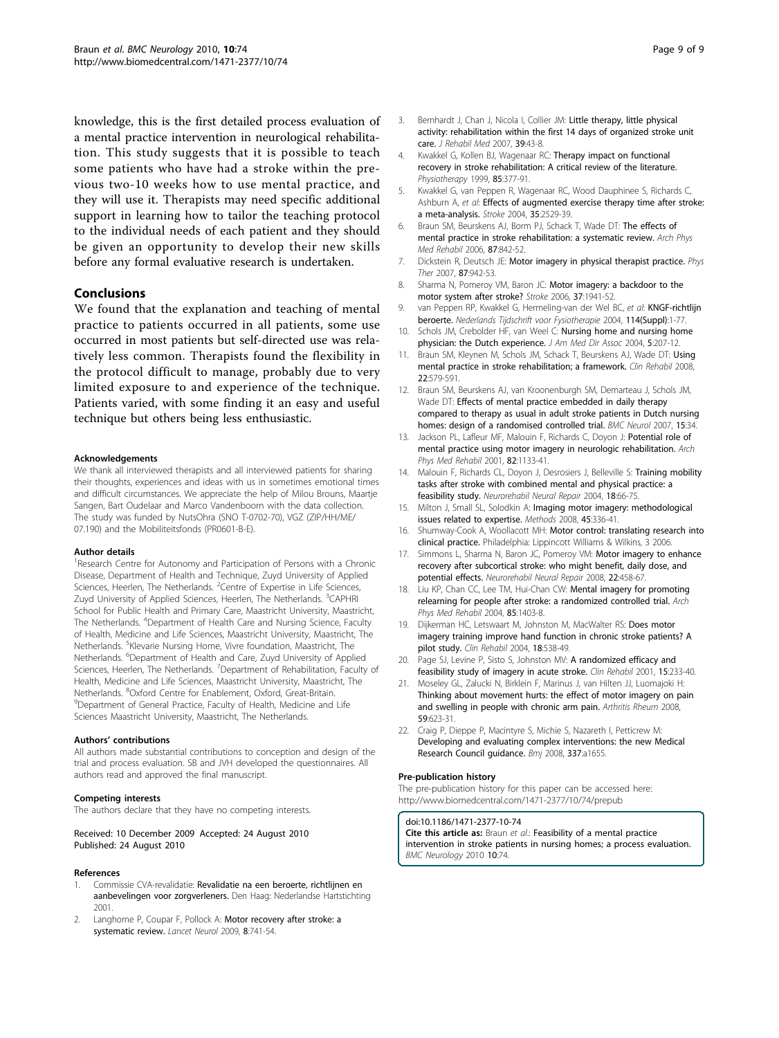knowledge, this is the first detailed process evaluation of a mental practice intervention in neurological rehabilitation. This study suggests that it is possible to teach some patients who have had a stroke within the previous two-10 weeks how to use mental practice, and they will use it. Therapists may need specific additional support in learning how to tailor the teaching protocol to the individual needs of each patient and they should be given an opportunity to develop their new skills before any formal evaluative research is undertaken.

## Conclusions

We found that the explanation and teaching of mental practice to patients occurred in all patients, some use occurred in most patients but self-directed use was relatively less common. Therapists found the flexibility in the protocol difficult to manage, probably due to very limited exposure to and experience of the technique. Patients varied, with some finding it an easy and useful technique but others being less enthusiastic.

#### Acknowledgements

We thank all interviewed therapists and all interviewed patients for sharing their thoughts, experiences and ideas with us in sometimes emotional times and difficult circumstances. We appreciate the help of Milou Brouns, Maartje Sangen, Bart Oudelaar and Marco Vandenboorn with the data collection. The study was funded by NutsOhra (SNO T-0702-70), VGZ (ZIP/HH/ME/07.190) and the Mobiliteitsfonds (PR0601-B-E).

#### Author details

[1]Research Centre for Autonomy and Participation of Persons with a Chronic Disease, Department of Health and Technique, Zuyd University of Applied Sciences, Heerlen, The Netherlands. [2]Centre of Expertise in Life Sciences, Zuyd University of Applied Sciences, Heerlen, The Netherlands. [3]CAPHRI School for Public Health and Primary Care, Maastricht University, Maastricht, The Netherlands. [4]Department of Health Care and Nursing Science, Faculty of Health, Medicine and Life Sciences, Maastricht University, Maastricht, The Netherlands. [5]Klevarie Nursing Home, Vivre foundation, Maastricht, The Netherlands. [6]Department of Health and Care, Zuyd University of Applied Sciences, Heerlen, The Netherlands. [7]Department of Rehabilitation, Faculty of Health, Medicine and Life Sciences, Maastricht University, Maastricht, The Netherlands. [8]Oxford Centre for Enablement, Oxford, Great-Britain. [9]Department of General Practice, Faculty of Health, Medicine and Life Sciences Maastricht University, Maastricht, The Netherlands.

#### Authors' contributions

All authors made substantial contributions to conception and design of the trial and process evaluation. SB and JVH developed the questionnaires. All authors read and approved the final manuscript.

#### Competing interests

The authors declare that they have no competing interests.

Received: 10 December 2009 Accepted: 24 August 2010
Published: 24 August 2010

#### References

1. Commissie CVA-revalidatie: **Revalidatie na een beroerte, richtlijnen en aanbevelingen voor zorgverleners.** Den Haag: Nederlandse Hartstichting 2001.
2. Langhorne P, Coupar F, Pollock A: **Motor recovery after stroke: a systematic review.** *Lancet Neurol* 2009, **8**:741-54.
3. Bernhardt J, Chan J, Nicola I, Collier JM: **Little therapy, little physical activity: rehabilitation within the first 14 days of organized stroke unit care.** *J Rehabil Med* 2007, **39**:43-8.
4. Kwakkel G, Kollen BJ, Wagenaar RC: **Therapy impact on functional recovery in stroke rehabilitation: A critical review of the literature.** *Physiotherapy* 1999, **85**:377-91.
5. Kwakkel G, van Peppen R, Wagenaar RC, Wood Dauphinee S, Richards C, Ashburn A, *et al*: **Effects of augmented exercise therapy time after stroke: a meta-analysis.** *Stroke* 2004, **35**:2529-39.
6. Braun SM, Beurskens AJ, Borm PJ, Schack T, Wade DT: **The effects of mental practice in stroke rehabilitation: a systematic review.** *Arch Phys Med Rehabil* 2006, **87**:842-52.
7. Dickstein R, Deutsch JE: **Motor imagery in physical therapist practice.** *Phys Ther* 2007, **87**:942-53.
8. Sharma N, Pomeroy VM, Baron JC: **Motor imagery: a backdoor to the motor system after stroke?** *Stroke* 2006, **37**:1941-52.
9. van Peppen RP, Kwakkel G, Hermeling-van der Wel BC, *et al*: **KNGF-richtlijn beroerte.** *Nederlands Tijdschrift voor Fysiotherapie* 2004, **114(Suppl)**:1-77.
10. Schols JM, Crebolder HF, van Weel C: **Nursing home and nursing home physician: the Dutch experience.** *J Am Med Dir Assoc* 2004, **5**:207-12.
11. Braun SM, Kleynen M, Schols JM, Schack T, Beurskens AJ, Wade DT: **Using mental practice in stroke rehabilitation; a framework.** *Clin Rehabil* 2008, **22**:579-591.
12. Braun SM, Beurskens AJ, van Kroonenburgh SM, Demarteau J, Schols JM, Wade DT: **Effects of mental practice embedded in daily therapy compared to therapy as usual in adult stroke patients in Dutch nursing homes: design of a randomised controlled trial.** *BMC Neurol* 2007, **15**:34.
13. Jackson PL, Lafleur MF, Malouin F, Richards C, Doyon J: **Potential role of mental practice using motor imagery in neurologic rehabilitation.** *Arch Phys Med Rehabil* 2001, **82**:1133-41.
14. Malouin F, Richards CL, Doyon J, Desrosiers J, Belleville S: **Training mobility tasks after stroke with combined mental and physical practice: a feasibility study.** *Neurorehabil Neural Repair* 2004, **18**:66-75.
15. Milton J, Small SL, Solodkin A: **Imaging motor imagery: methodological issues related to expertise.** *Methods* 2008, **45**:336-41.
16. Shumway-Cook A, Woollacott MH: **Motor control: translating research into clinical practice.** Philadelphia: Lippincott Williams & Wilkins, 3 2006.
17. Simmons L, Sharma N, Baron JC, Pomeroy VM: **Motor imagery to enhance recovery after subcortical stroke: who might benefit, daily dose, and potential effects.** *Neurorehabil Neural Repair* 2008, **22**:458-67.
18. Liu KP, Chan CC, Lee TM, Hui-Chan CW: **Mental imagery for promoting relearning for people after stroke: a randomized controlled trial.** *Arch Phys Med Rehabil* 2004, **85**:1403-8.
19. Dijkerman HC, Letswaart M, Johnston M, MacWalter RS: **Does motor imagery training improve hand function in chronic stroke patients? A pilot study.** *Clin Rehabil* 2004, **18**:538-49.
20. Page SJ, Levine P, Sisto S, Johnston MV: **A randomized efficacy and feasibility study of imagery in acute stroke.** *Clin Rehabil* 2001, **15**:233-40.
21. Moseley GL, Zalucki N, Birklein F, Marinus J, van Hilten JJ, Luomajoki H: **Thinking about movement hurts: the effect of motor imagery on pain and swelling in people with chronic arm pain.** *Arthritis Rheum* 2008, **59**:623-31.
22. Craig P, Dieppe P, Macintyre S, Michie S, Nazareth I, Petticrew M: **Developing and evaluating complex interventions: the new Medical Research Council guidance.** *Bmj* 2008, **337**:a1655.

#### Pre-publication history

The pre-publication history for this paper can be accessed here:
http://www.biomedcentral.com/1471-2377/10/74/prepub

doi:10.1186/1471-2377-10-74
**Cite this article as:** Braun *et al.*: Feasibility of a mental practice intervention in stroke patients in nursing homes; a process evaluation. *BMC Neurology* 2010 **10**:74.